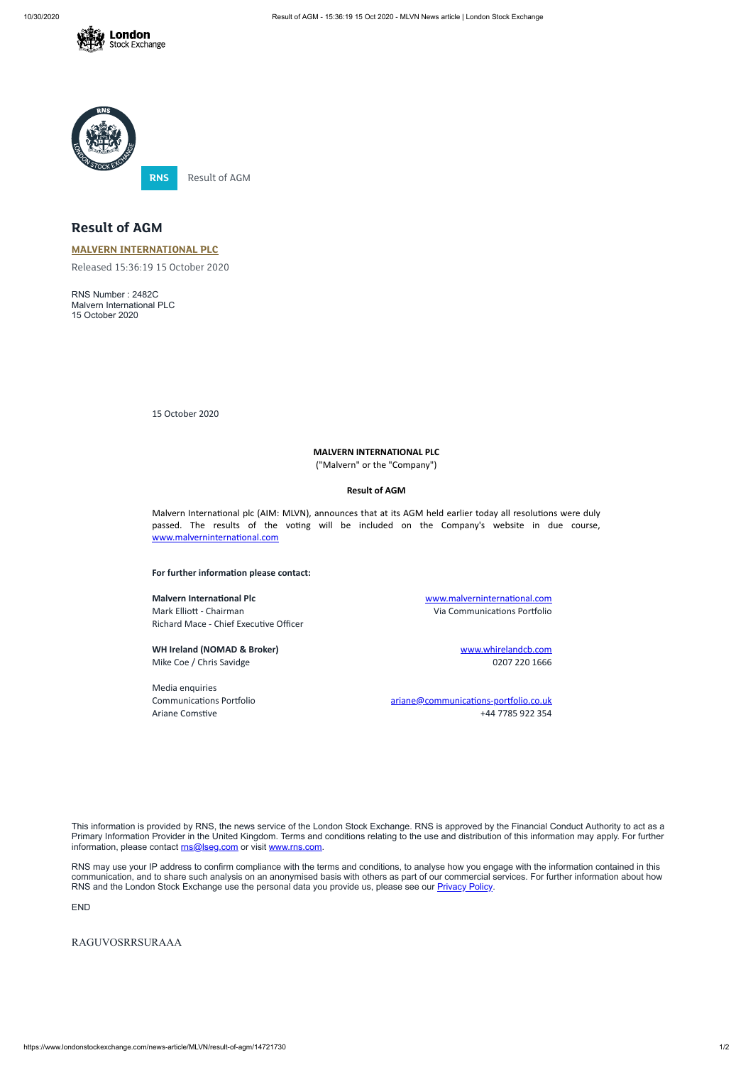RNS Result of AGM

# Result of AGM

**MALVERN INTERNATIONAL PLC**

Released 15:36:19 15 October 2020

RNS Number : 2482C
Malvern International PLC
15 October 2020

15 October 2020

**MALVERN INTERNATIONAL PLC**

("Malvern" or the "Company")

**Result of AGM**

Malvern International plc (AIM: MLVN), announces that at its AGM held earlier today all resolutions were duly passed. The results of the voting will be included on the Company's website in due course, www.malverninternational.com

**For further information please contact:**

| | |
|---|---|
| **Malvern International Plc** | www.malverninternational.com |
| Mark Elliott - Chairman | Via Communications Portfolio |
| Richard Mace - Chief Executive Officer | |
| | |
| **WH Ireland (NOMAD & Broker)** | www.whirelandcb.com |
| Mike Coe / Chris Savidge | 0207 220 1666 |
| | |
| Media enquiries | |
| Communications Portfolio | ariane@communications-portfolio.co.uk |
| Ariane Comstive | +44 7785 922 354 |

This information is provided by RNS, the news service of the London Stock Exchange. RNS is approved by the Financial Conduct Authority to act as a Primary Information Provider in the United Kingdom. Terms and conditions relating to the use and distribution of this information may apply. For further information, please contact rns@lseg.com or visit www.rns.com.

RNS may use your IP address to confirm compliance with the terms and conditions, to analyse how you engage with the information contained in this communication, and to share such analysis on an anonymised basis with others as part of our commercial services. For further information about how RNS and the London Stock Exchange use the personal data you provide us, please see our Privacy Policy.

END

RAGUVOSRRSURAAA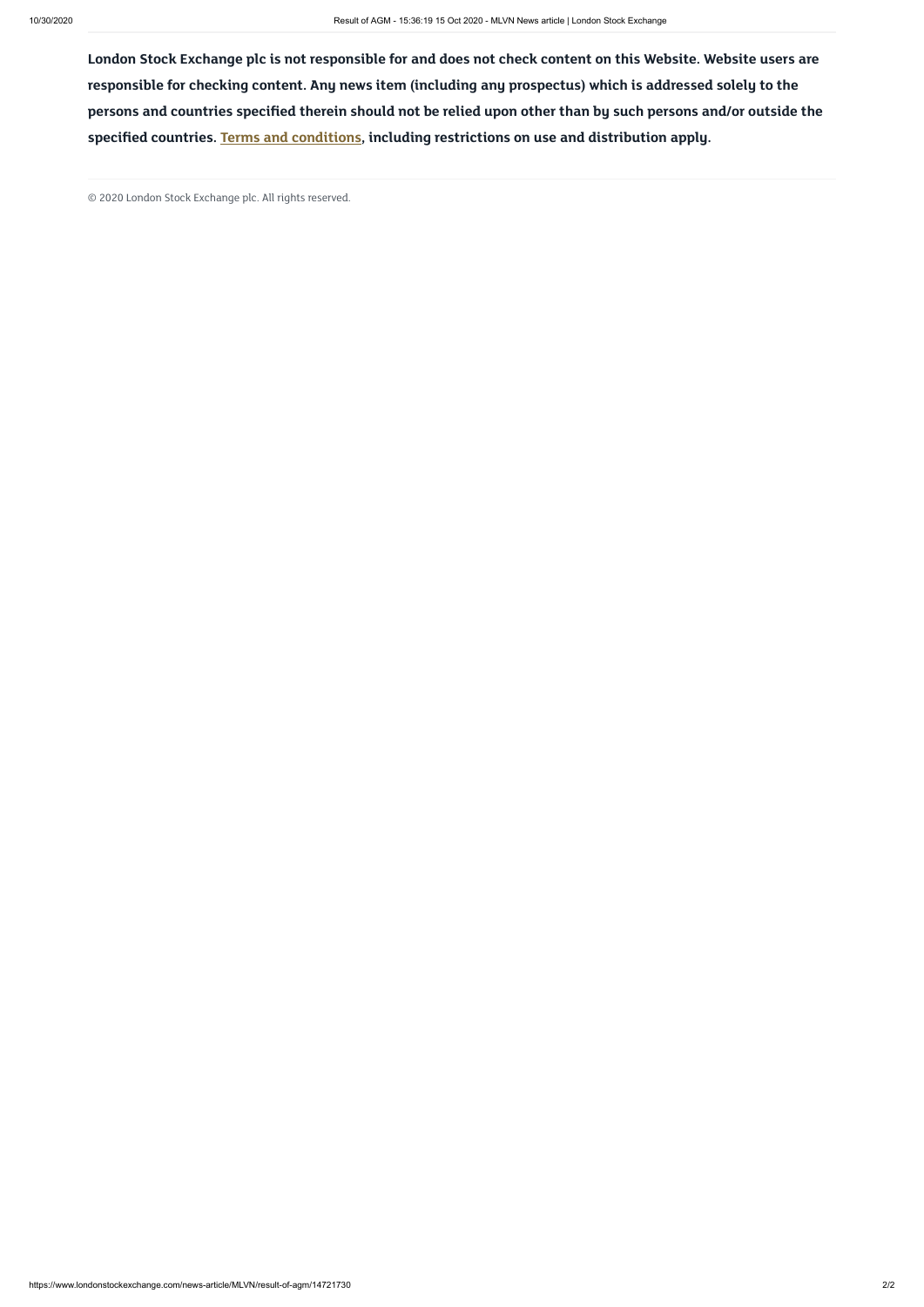**London Stock Exchange plc is not responsible for and does not check content on this Website. Website users are responsible for checking content. Any news item (including any prospectus) which is addressed solely to the persons and countries specified therein should not be relied upon other than by such persons and/or outside the specified countries. Terms and conditions, including restrictions on use and distribution apply.**

© 2020 London Stock Exchange plc. All rights reserved.